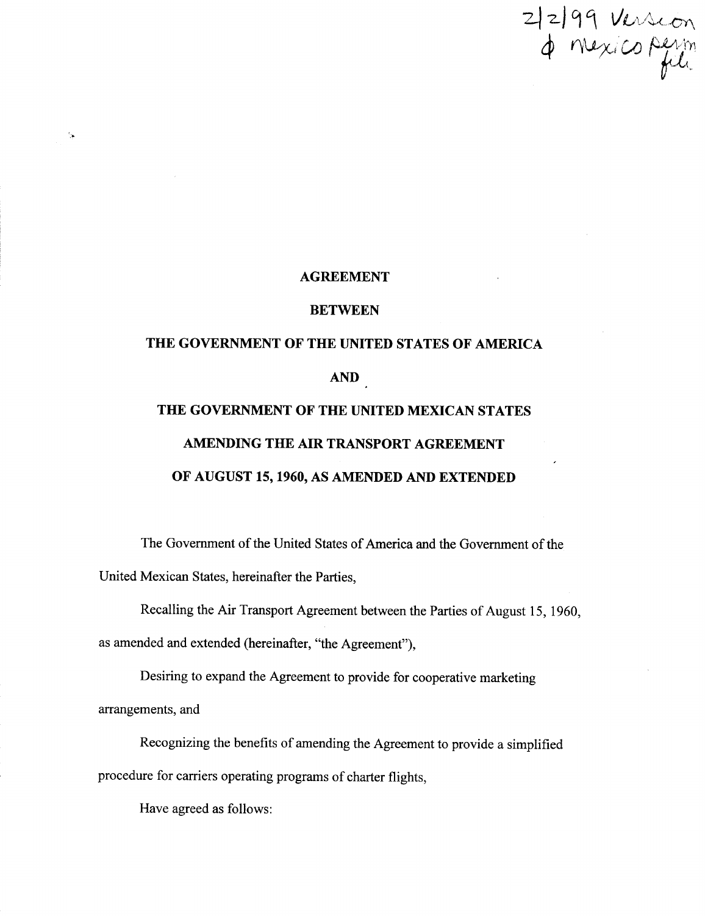2/2/99 Version
ϕ Mexico perm file

**AGREEMENT**

**BETWEEN**

**THE GOVERNMENT OF THE UNITED STATES OF AMERICA**

**AND**

**THE GOVERNMENT OF THE UNITED MEXICAN STATES**

**AMENDING THE AIR TRANSPORT AGREEMENT**

**OF AUGUST 15, 1960, AS AMENDED AND EXTENDED**

The Government of the United States of America and the Government of the United Mexican States, hereinafter the Parties,

Recalling the Air Transport Agreement between the Parties of August 15, 1960, as amended and extended (hereinafter, "the Agreement"),

Desiring to expand the Agreement to provide for cooperative marketing arrangements, and

Recognizing the benefits of amending the Agreement to provide a simplified procedure for carriers operating programs of charter flights,

Have agreed as follows: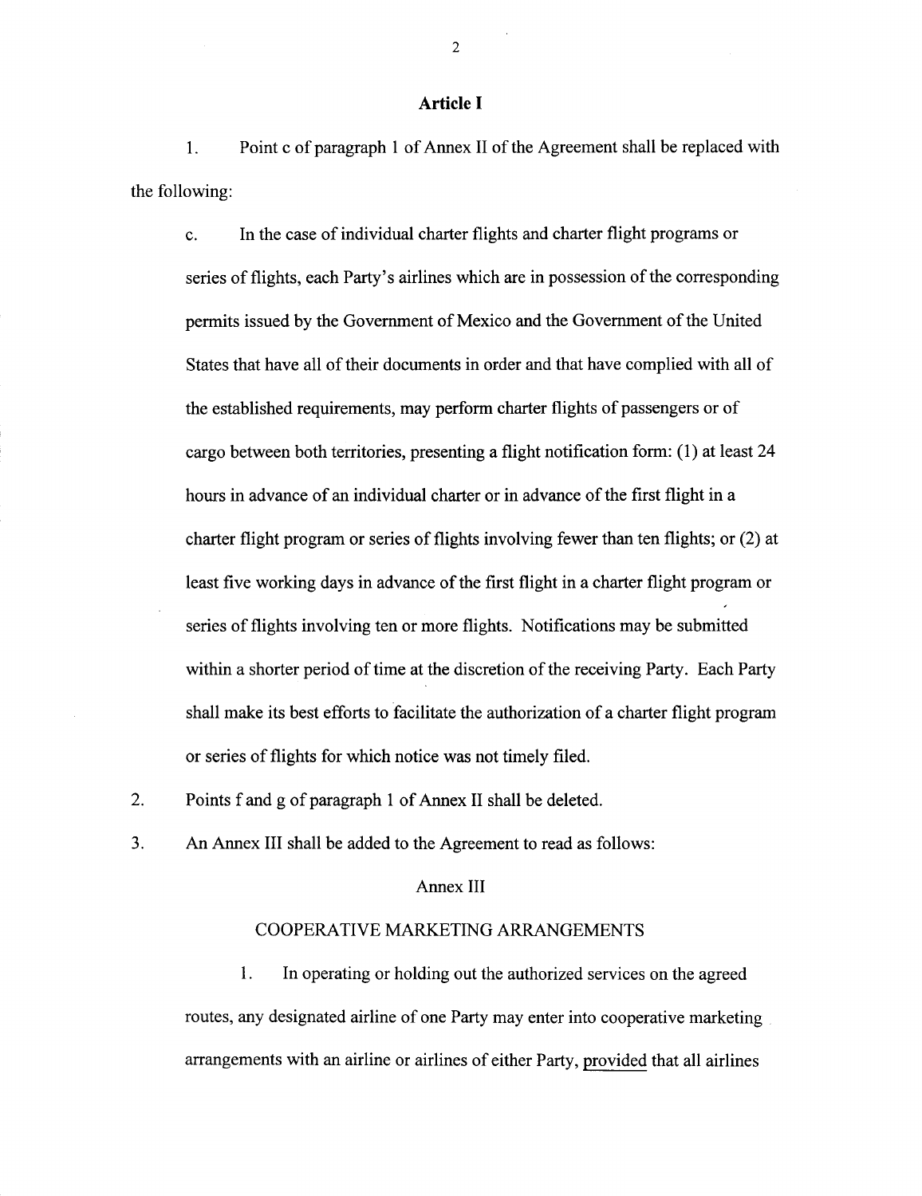## Article I

1. Point c of paragraph 1 of Annex II of the Agreement shall be replaced with the following:

   c. In the case of individual charter flights and charter flight programs or series of flights, each Party's airlines which are in possession of the corresponding permits issued by the Government of Mexico and the Government of the United States that have all of their documents in order and that have complied with all of the established requirements, may perform charter flights of passengers or of cargo between both territories, presenting a flight notification form: (1) at least 24 hours in advance of an individual charter or in advance of the first flight in a charter flight program or series of flights involving fewer than ten flights; or (2) at least five working days in advance of the first flight in a charter flight program or series of flights involving ten or more flights. Notifications may be submitted within a shorter period of time at the discretion of the receiving Party. Each Party shall make its best efforts to facilitate the authorization of a charter flight program or series of flights for which notice was not timely filed.

2. Points f and g of paragraph 1 of Annex II shall be deleted.

3. An Annex III shall be added to the Agreement to read as follows:

Annex III

COOPERATIVE MARKETING ARRANGEMENTS

1. In operating or holding out the authorized services on the agreed routes, any designated airline of one Party may enter into cooperative marketing arrangements with an airline or airlines of either Party, provided that all airlines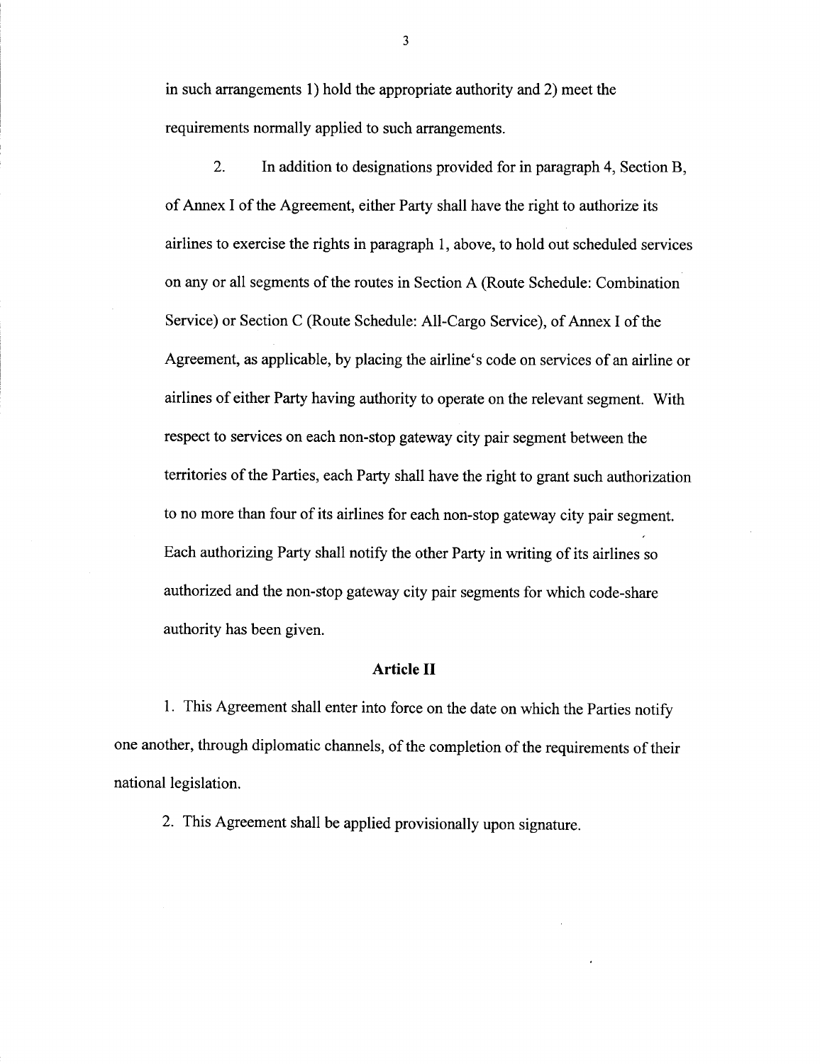in such arrangements 1) hold the appropriate authority and 2) meet the requirements normally applied to such arrangements.

2. In addition to designations provided for in paragraph 4, Section B, of Annex I of the Agreement, either Party shall have the right to authorize its airlines to exercise the rights in paragraph 1, above, to hold out scheduled services on any or all segments of the routes in Section A (Route Schedule: Combination Service) or Section C (Route Schedule: All-Cargo Service), of Annex I of the Agreement, as applicable, by placing the airline's code on services of an airline or airlines of either Party having authority to operate on the relevant segment. With respect to services on each non-stop gateway city pair segment between the territories of the Parties, each Party shall have the right to grant such authorization to no more than four of its airlines for each non-stop gateway city pair segment. Each authorizing Party shall notify the other Party in writing of its airlines so authorized and the non-stop gateway city pair segments for which code-share authority has been given.

## Article II

1. This Agreement shall enter into force on the date on which the Parties notify one another, through diplomatic channels, of the completion of the requirements of their national legislation.

2. This Agreement shall be applied provisionally upon signature.